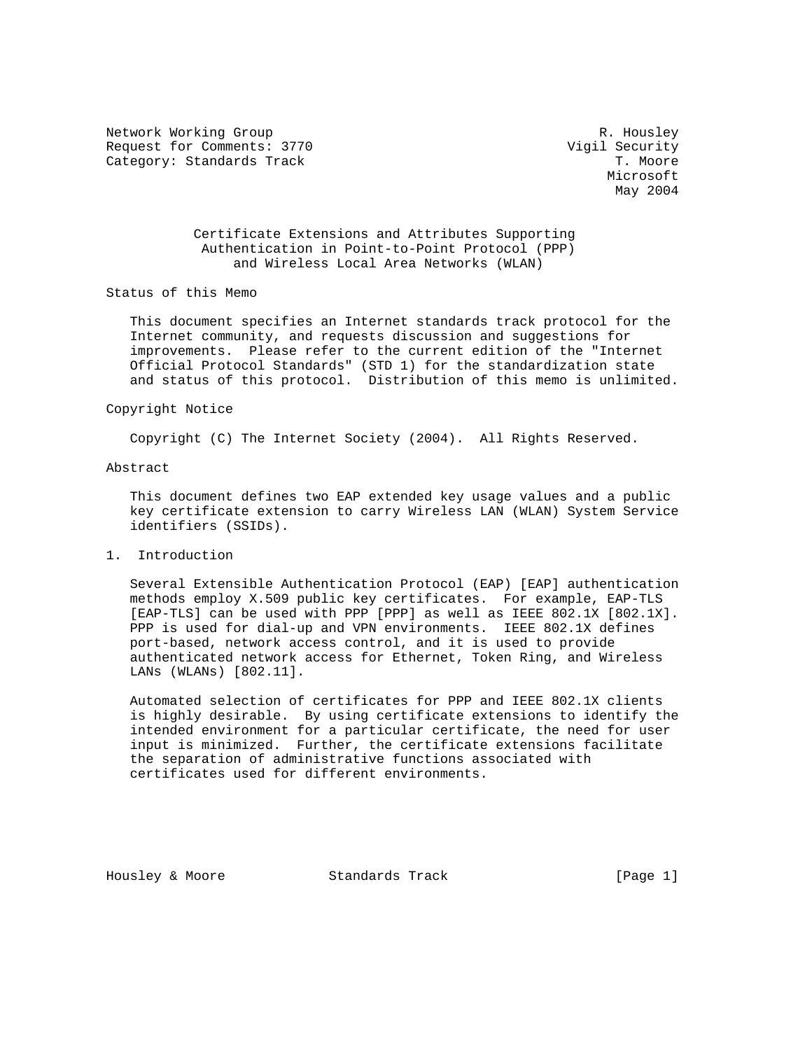Network Working Group R. Housley
Request for Comments: 3770 Vigil Security
Category: Standards Track T. Moore
Microsoft
May 2004

# Certificate Extensions and Attributes Supporting Authentication in Point-to-Point Protocol (PPP) and Wireless Local Area Networks (WLAN)

## Status of this Memo

This document specifies an Internet standards track protocol for the Internet community, and requests discussion and suggestions for improvements. Please refer to the current edition of the "Internet Official Protocol Standards" (STD 1) for the standardization state and status of this protocol. Distribution of this memo is unlimited.

## Copyright Notice

Copyright (C) The Internet Society (2004). All Rights Reserved.

## Abstract

This document defines two EAP extended key usage values and a public key certificate extension to carry Wireless LAN (WLAN) System Service identifiers (SSIDs).

## 1. Introduction

Several Extensible Authentication Protocol (EAP) [EAP] authentication methods employ X.509 public key certificates. For example, EAP-TLS [EAP-TLS] can be used with PPP [PPP] as well as IEEE 802.1X [802.1X]. PPP is used for dial-up and VPN environments. IEEE 802.1X defines port-based, network access control, and it is used to provide authenticated network access for Ethernet, Token Ring, and Wireless LANs (WLANs) [802.11].

Automated selection of certificates for PPP and IEEE 802.1X clients is highly desirable. By using certificate extensions to identify the intended environment for a particular certificate, the need for user input is minimized. Further, the certificate extensions facilitate the separation of administrative functions associated with certificates used for different environments.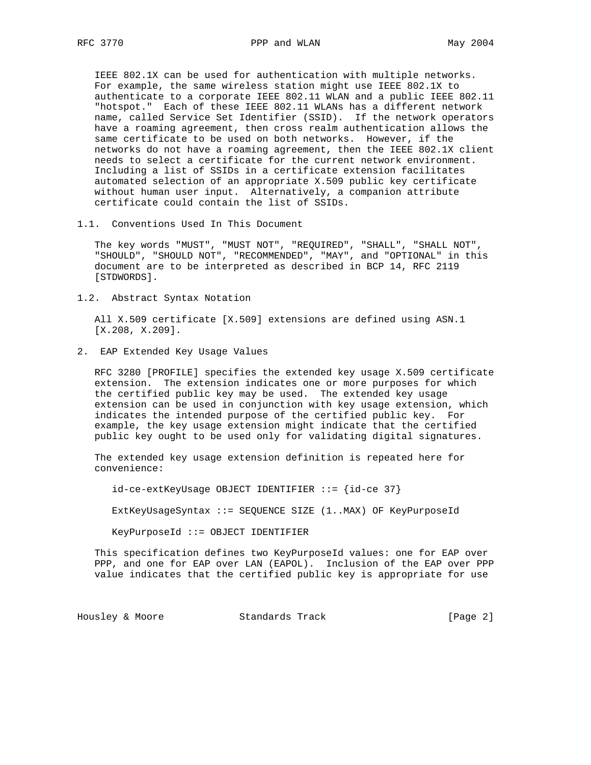IEEE 802.1X can be used for authentication with multiple networks. For example, the same wireless station might use IEEE 802.1X to authenticate to a corporate IEEE 802.11 WLAN and a public IEEE 802.11 "hotspot." Each of these IEEE 802.11 WLANs has a different network name, called Service Set Identifier (SSID). If the network operators have a roaming agreement, then cross realm authentication allows the same certificate to be used on both networks. However, if the networks do not have a roaming agreement, then the IEEE 802.1X client needs to select a certificate for the current network environment. Including a list of SSIDs in a certificate extension facilitates automated selection of an appropriate X.509 public key certificate without human user input. Alternatively, a companion attribute certificate could contain the list of SSIDs.

### 1.1. Conventions Used In This Document

The key words "MUST", "MUST NOT", "REQUIRED", "SHALL", "SHALL NOT", "SHOULD", "SHOULD NOT", "RECOMMENDED", "MAY", and "OPTIONAL" in this document are to be interpreted as described in BCP 14, RFC 2119 [STDWORDS].

### 1.2. Abstract Syntax Notation

All X.509 certificate [X.509] extensions are defined using ASN.1 [X.208, X.209].

## 2. EAP Extended Key Usage Values

RFC 3280 [PROFILE] specifies the extended key usage X.509 certificate extension. The extension indicates one or more purposes for which the certified public key may be used. The extended key usage extension can be used in conjunction with key usage extension, which indicates the intended purpose of the certified public key. For example, the key usage extension might indicate that the certified public key ought to be used only for validating digital signatures.

The extended key usage extension definition is repeated here for convenience:

```
id-ce-extKeyUsage OBJECT IDENTIFIER ::= {id-ce 37}

ExtKeyUsageSyntax ::= SEQUENCE SIZE (1..MAX) OF KeyPurposeId

KeyPurposeId ::= OBJECT IDENTIFIER
```

This specification defines two KeyPurposeId values: one for EAP over PPP, and one for EAP over LAN (EAPOL). Inclusion of the EAP over PPP value indicates that the certified public key is appropriate for use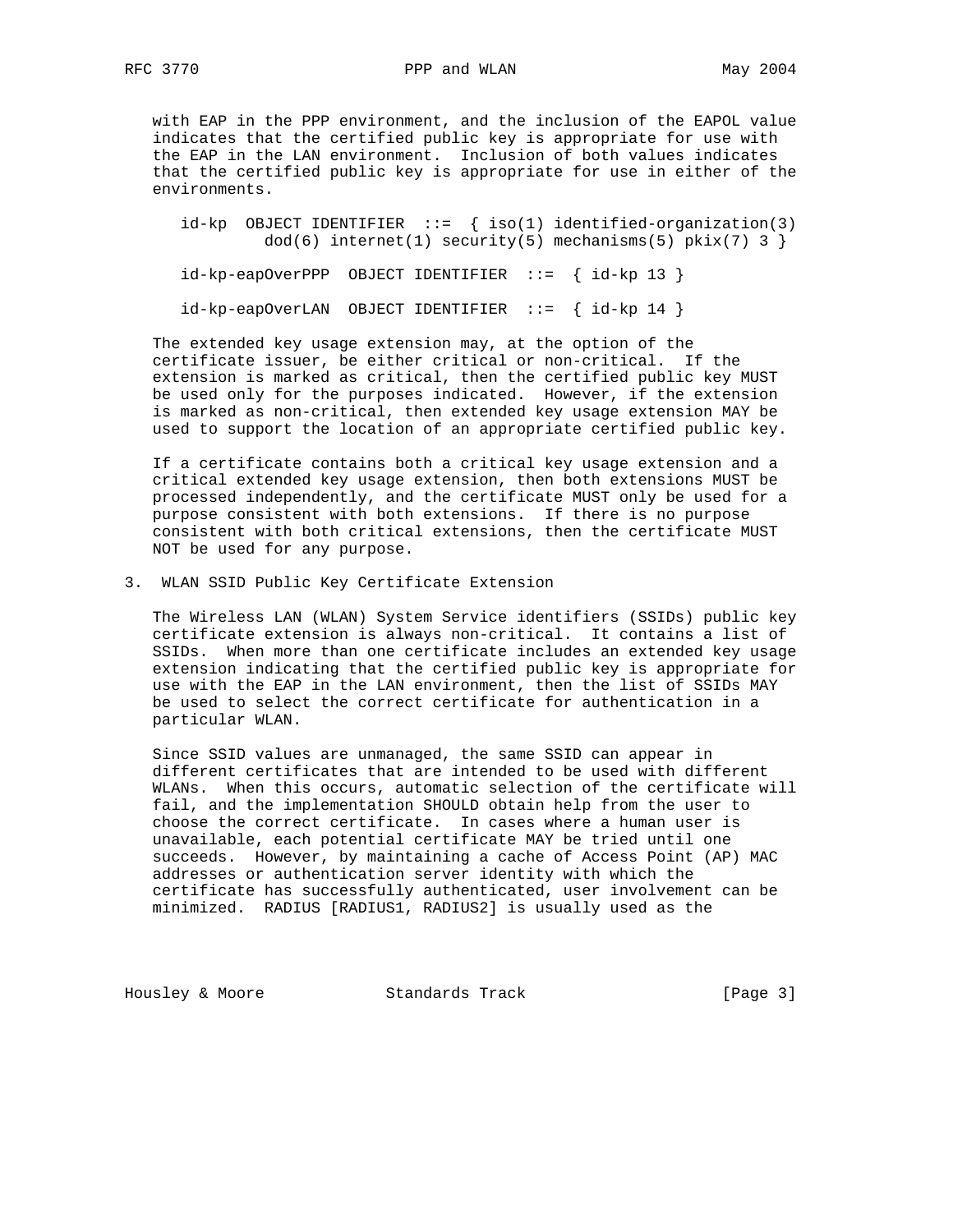with EAP in the PPP environment, and the inclusion of the EAPOL value indicates that the certified public key is appropriate for use with the EAP in the LAN environment. Inclusion of both values indicates that the certified public key is appropriate for use in either of the environments.

```
id-kp  OBJECT IDENTIFIER  ::=  { iso(1) identified-organization(3)
         dod(6) internet(1) security(5) mechanisms(5) pkix(7) 3 }

id-kp-eapOverPPP  OBJECT IDENTIFIER  ::=  { id-kp 13 }

id-kp-eapOverLAN  OBJECT IDENTIFIER  ::=  { id-kp 14 }
```

The extended key usage extension may, at the option of the certificate issuer, be either critical or non-critical. If the extension is marked as critical, then the certified public key MUST be used only for the purposes indicated. However, if the extension is marked as non-critical, then extended key usage extension MAY be used to support the location of an appropriate certified public key.

If a certificate contains both a critical key usage extension and a critical extended key usage extension, then both extensions MUST be processed independently, and the certificate MUST only be used for a purpose consistent with both extensions. If there is no purpose consistent with both critical extensions, then the certificate MUST NOT be used for any purpose.

## 3. WLAN SSID Public Key Certificate Extension

The Wireless LAN (WLAN) System Service identifiers (SSIDs) public key certificate extension is always non-critical. It contains a list of SSIDs. When more than one certificate includes an extended key usage extension indicating that the certified public key is appropriate for use with the EAP in the LAN environment, then the list of SSIDs MAY be used to select the correct certificate for authentication in a particular WLAN.

Since SSID values are unmanaged, the same SSID can appear in different certificates that are intended to be used with different WLANs. When this occurs, automatic selection of the certificate will fail, and the implementation SHOULD obtain help from the user to choose the correct certificate. In cases where a human user is unavailable, each potential certificate MAY be tried until one succeeds. However, by maintaining a cache of Access Point (AP) MAC addresses or authentication server identity with which the certificate has successfully authenticated, user involvement can be minimized. RADIUS [RADIUS1, RADIUS2] is usually used as the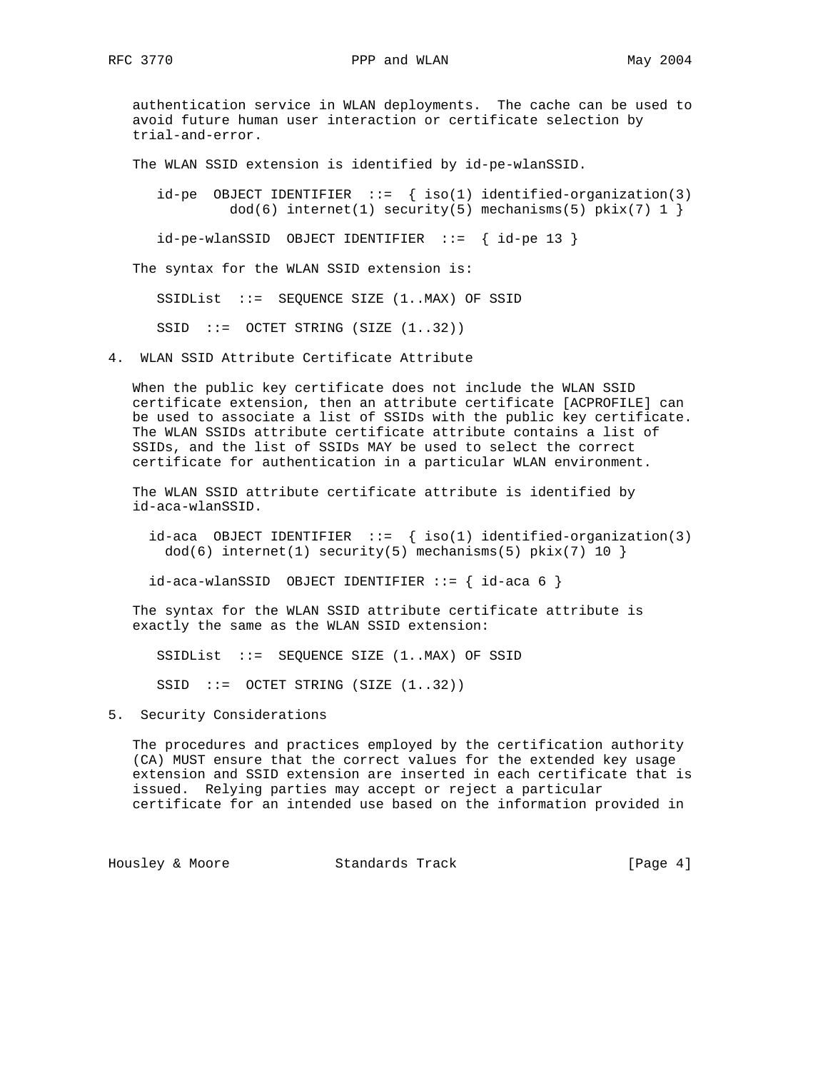authentication service in WLAN deployments. The cache can be used to avoid future human user interaction or certificate selection by trial-and-error.

The WLAN SSID extension is identified by id-pe-wlanSSID.

```
id-pe  OBJECT IDENTIFIER  ::=  { iso(1) identified-organization(3)
         dod(6) internet(1) security(5) mechanisms(5) pkix(7) 1 }

id-pe-wlanSSID  OBJECT IDENTIFIER  ::=  { id-pe 13 }
```

The syntax for the WLAN SSID extension is:

```
SSIDList  ::=  SEQUENCE SIZE (1..MAX) OF SSID

SSID  ::=  OCTET STRING (SIZE (1..32))
```

## 4. WLAN SSID Attribute Certificate Attribute

When the public key certificate does not include the WLAN SSID certificate extension, then an attribute certificate [ACPROFILE] can be used to associate a list of SSIDs with the public key certificate. The WLAN SSIDs attribute certificate attribute contains a list of SSIDs, and the list of SSIDs MAY be used to select the correct certificate for authentication in a particular WLAN environment.

The WLAN SSID attribute certificate attribute is identified by id-aca-wlanSSID.

```
id-aca  OBJECT IDENTIFIER  ::=  { iso(1) identified-organization(3)
  dod(6) internet(1) security(5) mechanisms(5) pkix(7) 10 }

id-aca-wlanSSID  OBJECT IDENTIFIER ::= { id-aca 6 }
```

The syntax for the WLAN SSID attribute certificate attribute is exactly the same as the WLAN SSID extension:

```
SSIDList  ::=  SEQUENCE SIZE (1..MAX) OF SSID

SSID  ::=  OCTET STRING (SIZE (1..32))
```

## 5. Security Considerations

The procedures and practices employed by the certification authority (CA) MUST ensure that the correct values for the extended key usage extension and SSID extension are inserted in each certificate that is issued. Relying parties may accept or reject a particular certificate for an intended use based on the information provided in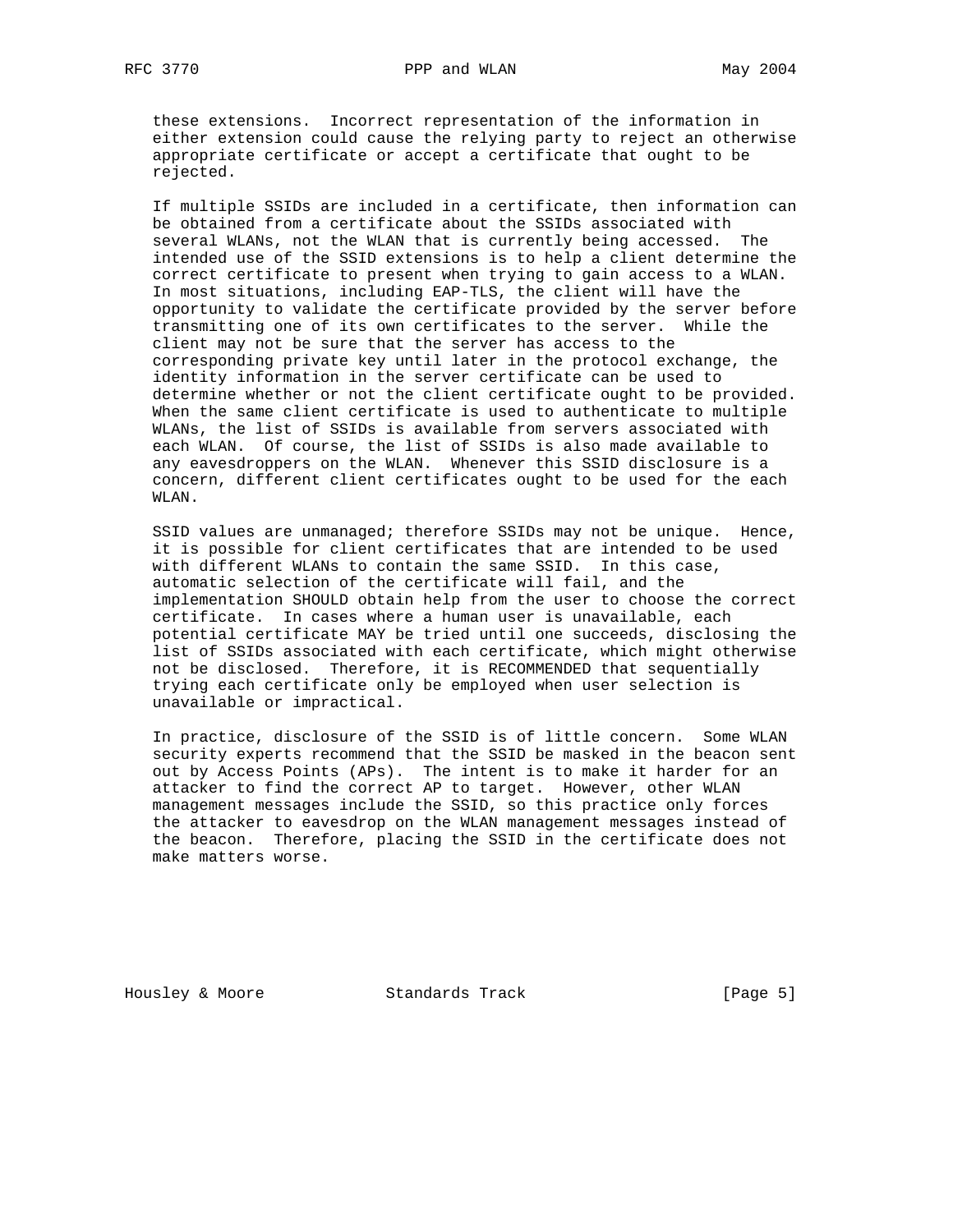these extensions. Incorrect representation of the information in either extension could cause the relying party to reject an otherwise appropriate certificate or accept a certificate that ought to be rejected.

If multiple SSIDs are included in a certificate, then information can be obtained from a certificate about the SSIDs associated with several WLANs, not the WLAN that is currently being accessed. The intended use of the SSID extensions is to help a client determine the correct certificate to present when trying to gain access to a WLAN. In most situations, including EAP-TLS, the client will have the opportunity to validate the certificate provided by the server before transmitting one of its own certificates to the server. While the client may not be sure that the server has access to the corresponding private key until later in the protocol exchange, the identity information in the server certificate can be used to determine whether or not the client certificate ought to be provided. When the same client certificate is used to authenticate to multiple WLANs, the list of SSIDs is available from servers associated with each WLAN. Of course, the list of SSIDs is also made available to any eavesdroppers on the WLAN. Whenever this SSID disclosure is a concern, different client certificates ought to be used for the each WLAN.

SSID values are unmanaged; therefore SSIDs may not be unique. Hence, it is possible for client certificates that are intended to be used with different WLANs to contain the same SSID. In this case, automatic selection of the certificate will fail, and the implementation SHOULD obtain help from the user to choose the correct certificate. In cases where a human user is unavailable, each potential certificate MAY be tried until one succeeds, disclosing the list of SSIDs associated with each certificate, which might otherwise not be disclosed. Therefore, it is RECOMMENDED that sequentially trying each certificate only be employed when user selection is unavailable or impractical.

In practice, disclosure of the SSID is of little concern. Some WLAN security experts recommend that the SSID be masked in the beacon sent out by Access Points (APs). The intent is to make it harder for an attacker to find the correct AP to target. However, other WLAN management messages include the SSID, so this practice only forces the attacker to eavesdrop on the WLAN management messages instead of the beacon. Therefore, placing the SSID in the certificate does not make matters worse.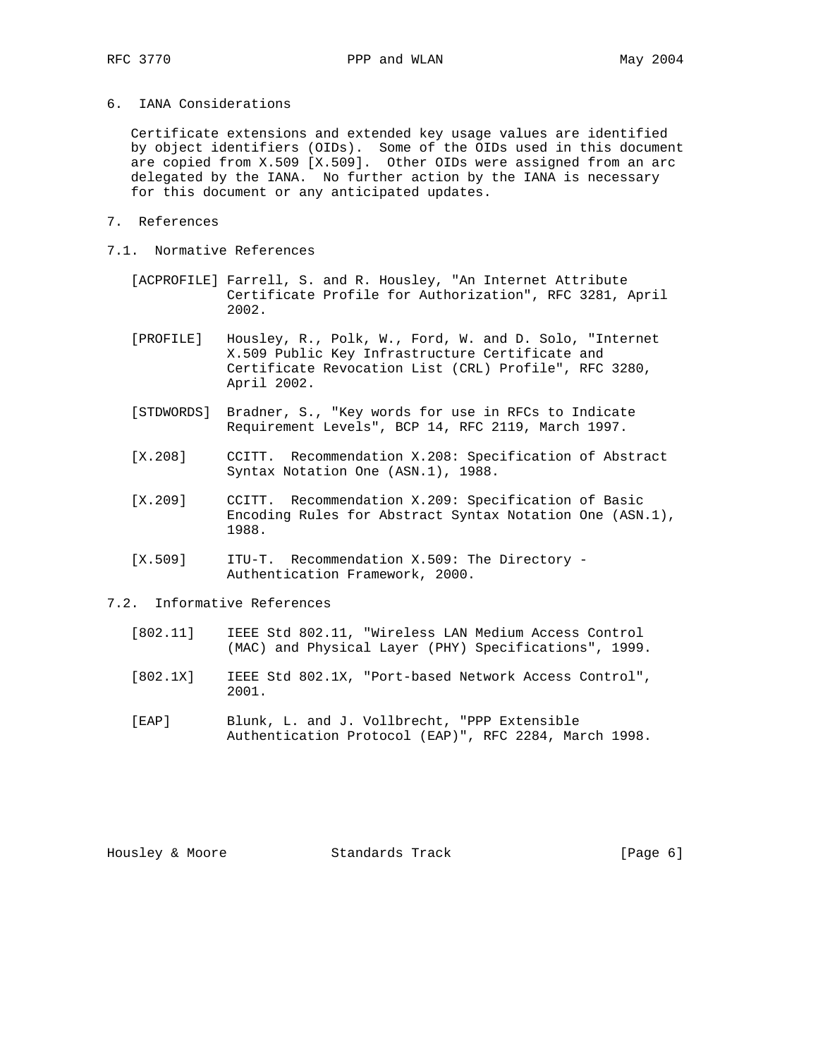## 6. IANA Considerations

Certificate extensions and extended key usage values are identified by object identifiers (OIDs). Some of the OIDs used in this document are copied from X.509 [X.509]. Other OIDs were assigned from an arc delegated by the IANA. No further action by the IANA is necessary for this document or any anticipated updates.

## 7. References

### 7.1. Normative References

[ACPROFILE] Farrell, S. and R. Housley, "An Internet Attribute Certificate Profile for Authorization", RFC 3281, April 2002.

[PROFILE] Housley, R., Polk, W., Ford, W. and D. Solo, "Internet X.509 Public Key Infrastructure Certificate and Certificate Revocation List (CRL) Profile", RFC 3280, April 2002.

[STDWORDS] Bradner, S., "Key words for use in RFCs to Indicate Requirement Levels", BCP 14, RFC 2119, March 1997.

[X.208] CCITT. Recommendation X.208: Specification of Abstract Syntax Notation One (ASN.1), 1988.

[X.209] CCITT. Recommendation X.209: Specification of Basic Encoding Rules for Abstract Syntax Notation One (ASN.1), 1988.

[X.509] ITU-T. Recommendation X.509: The Directory - Authentication Framework, 2000.

### 7.2. Informative References

[802.11] IEEE Std 802.11, "Wireless LAN Medium Access Control (MAC) and Physical Layer (PHY) Specifications", 1999.

[802.1X] IEEE Std 802.1X, "Port-based Network Access Control", 2001.

[EAP] Blunk, L. and J. Vollbrecht, "PPP Extensible Authentication Protocol (EAP)", RFC 2284, March 1998.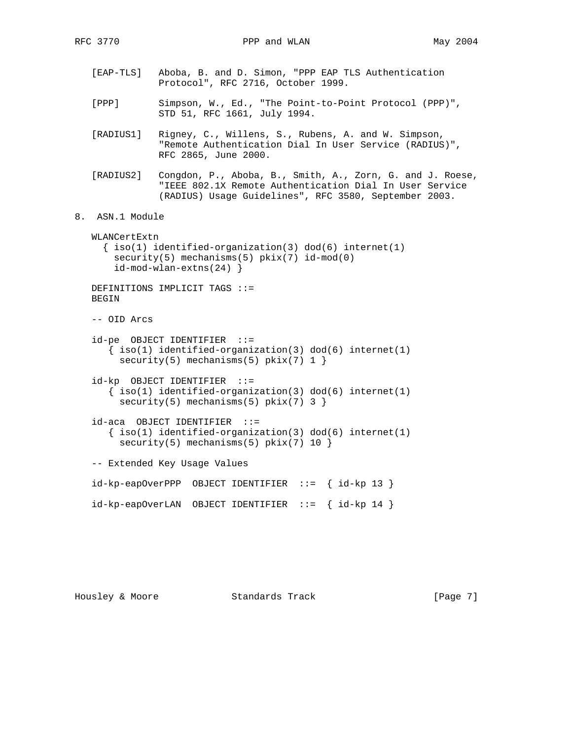[EAP-TLS] Aboba, B. and D. Simon, "PPP EAP TLS Authentication Protocol", RFC 2716, October 1999.

[PPP] Simpson, W., Ed., "The Point-to-Point Protocol (PPP)", STD 51, RFC 1661, July 1994.

[RADIUS1] Rigney, C., Willens, S., Rubens, A. and W. Simpson, "Remote Authentication Dial In User Service (RADIUS)", RFC 2865, June 2000.

[RADIUS2] Congdon, P., Aboba, B., Smith, A., Zorn, G. and J. Roese, "IEEE 802.1X Remote Authentication Dial In User Service (RADIUS) Usage Guidelines", RFC 3580, September 2003.

## 8. ASN.1 Module

```
WLANCertExtn
  { iso(1) identified-organization(3) dod(6) internet(1)
    security(5) mechanisms(5) pkix(7) id-mod(0)
    id-mod-wlan-extns(24) }

DEFINITIONS IMPLICIT TAGS ::=
BEGIN

-- OID Arcs

id-pe  OBJECT IDENTIFIER  ::=
   { iso(1) identified-organization(3) dod(6) internet(1)
     security(5) mechanisms(5) pkix(7) 1 }

id-kp  OBJECT IDENTIFIER  ::=
   { iso(1) identified-organization(3) dod(6) internet(1)
     security(5) mechanisms(5) pkix(7) 3 }

id-aca  OBJECT IDENTIFIER  ::=
   { iso(1) identified-organization(3) dod(6) internet(1)
     security(5) mechanisms(5) pkix(7) 10 }

-- Extended Key Usage Values

id-kp-eapOverPPP  OBJECT IDENTIFIER  ::=  { id-kp 13 }

id-kp-eapOverLAN  OBJECT IDENTIFIER  ::=  { id-kp 14 }
```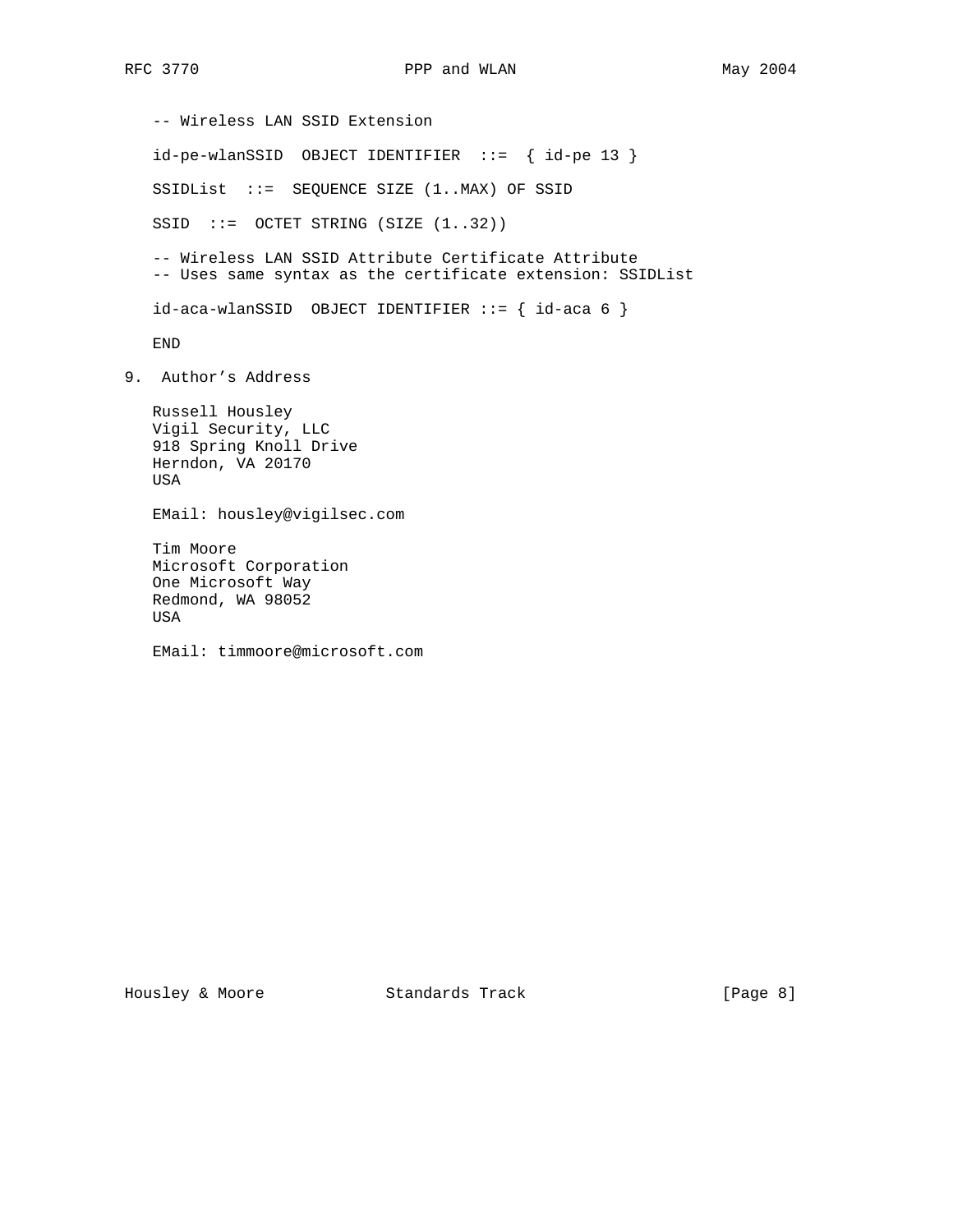```
-- Wireless LAN SSID Extension

id-pe-wlanSSID  OBJECT IDENTIFIER  ::=  { id-pe 13 }

SSIDList  ::=  SEQUENCE SIZE (1..MAX) OF SSID

SSID  ::=  OCTET STRING (SIZE (1..32))

-- Wireless LAN SSID Attribute Certificate Attribute
-- Uses same syntax as the certificate extension: SSIDList

id-aca-wlanSSID  OBJECT IDENTIFIER ::= { id-aca 6 }

END
```

## 9. Author's Address

Russell Housley
Vigil Security, LLC
918 Spring Knoll Drive
Herndon, VA 20170
USA

EMail: housley@vigilsec.com

Tim Moore
Microsoft Corporation
One Microsoft Way
Redmond, WA 98052
USA

EMail: timmoore@microsoft.com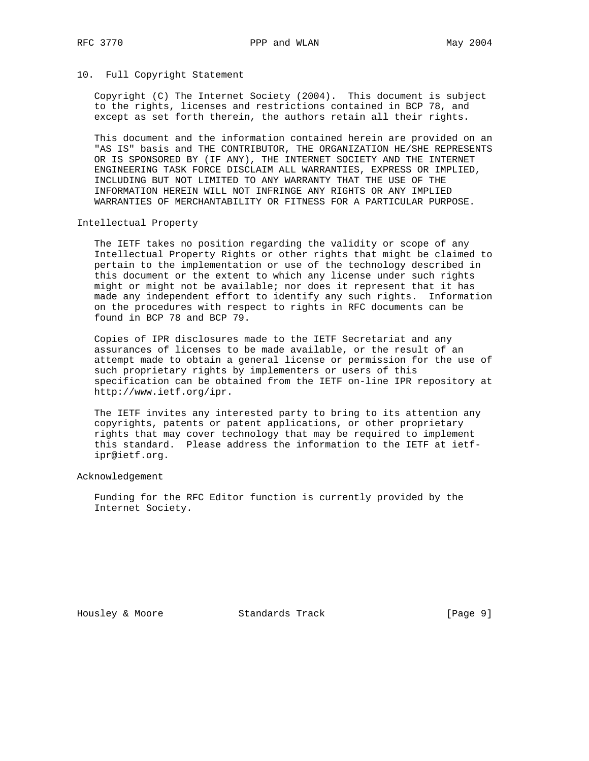## 10. Full Copyright Statement

Copyright (C) The Internet Society (2004). This document is subject to the rights, licenses and restrictions contained in BCP 78, and except as set forth therein, the authors retain all their rights.

This document and the information contained herein are provided on an "AS IS" basis and THE CONTRIBUTOR, THE ORGANIZATION HE/SHE REPRESENTS OR IS SPONSORED BY (IF ANY), THE INTERNET SOCIETY AND THE INTERNET ENGINEERING TASK FORCE DISCLAIM ALL WARRANTIES, EXPRESS OR IMPLIED, INCLUDING BUT NOT LIMITED TO ANY WARRANTY THAT THE USE OF THE INFORMATION HEREIN WILL NOT INFRINGE ANY RIGHTS OR ANY IMPLIED WARRANTIES OF MERCHANTABILITY OR FITNESS FOR A PARTICULAR PURPOSE.

### Intellectual Property

The IETF takes no position regarding the validity or scope of any Intellectual Property Rights or other rights that might be claimed to pertain to the implementation or use of the technology described in this document or the extent to which any license under such rights might or might not be available; nor does it represent that it has made any independent effort to identify any such rights. Information on the procedures with respect to rights in RFC documents can be found in BCP 78 and BCP 79.

Copies of IPR disclosures made to the IETF Secretariat and any assurances of licenses to be made available, or the result of an attempt made to obtain a general license or permission for the use of such proprietary rights by implementers or users of this specification can be obtained from the IETF on-line IPR repository at http://www.ietf.org/ipr.

The IETF invites any interested party to bring to its attention any copyrights, patents or patent applications, or other proprietary rights that may cover technology that may be required to implement this standard. Please address the information to the IETF at ietf-ipr@ietf.org.

### Acknowledgement

Funding for the RFC Editor function is currently provided by the Internet Society.